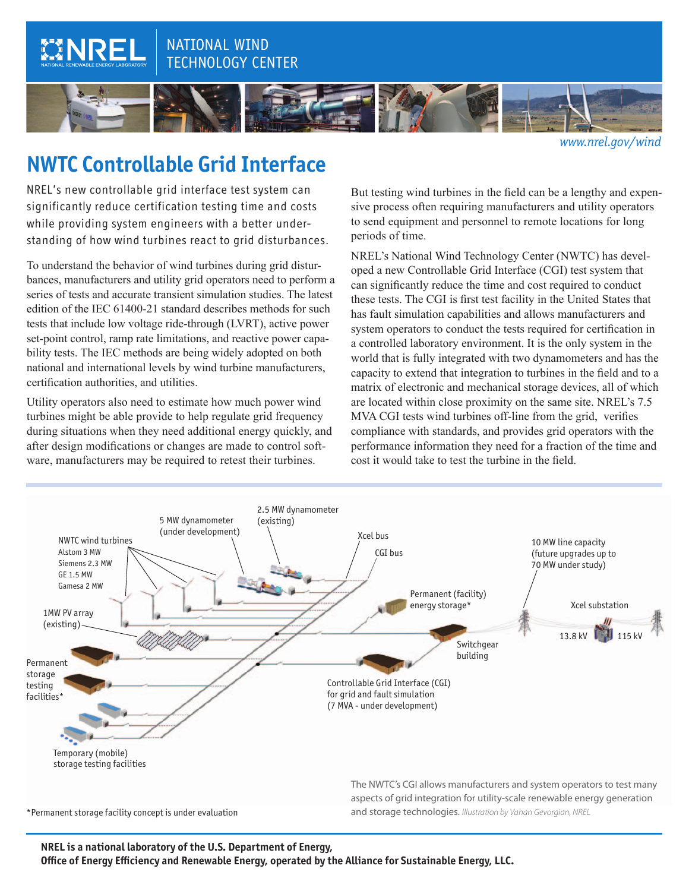NATIONAL WIND TECHNOLOGY CENTER

www.nrel.gov/wind

# NWTC Controllable Grid Interface

NREL's new controllable grid interface test system can significantly reduce certification testing time and costs while providing system engineers with a better understanding of how wind turbines react to grid disturbances.

To understand the behavior of wind turbines during grid disturbances, manufacturers and utility grid operators need to perform a series of tests and accurate transient simulation studies. The latest edition of the IEC 61400-21 standard describes methods for such tests that include low voltage ride-through (LVRT), active power set-point control, ramp rate limitations, and reactive power capability tests. The IEC methods are being widely adopted on both national and international levels by wind turbine manufacturers, certification authorities, and utilities.

Utility operators also need to estimate how much power wind turbines might be able provide to help regulate grid frequency during situations when they need additional energy quickly, and after design modifications or changes are made to control software, manufacturers may be required to retest their turbines.

But testing wind turbines in the field can be a lengthy and expensive process often requiring manufacturers and utility operators to send equipment and personnel to remote locations for long periods of time.

NREL's National Wind Technology Center (NWTC) has developed a new Controllable Grid Interface (CGI) test system that can significantly reduce the time and cost required to conduct these tests. The CGI is first test facility in the United States that has fault simulation capabilities and allows manufacturers and system operators to conduct the tests required for certification in a controlled laboratory environment. It is the only system in the world that is fully integrated with two dynamometers and has the capacity to extend that integration to turbines in the field and to a matrix of electronic and mechanical storage devices, all of which are located within close proximity on the same site. NREL's 7.5 MVA CGI tests wind turbines off-line from the grid, verifies compliance with standards, and provides grid operators with the performance information they need for a fraction of the time and cost it would take to test the turbine in the field.

NWTC wind turbines: Alstom 3 MW, Siemens 2.3 MW, GE 1.5 MW, Gamesa 2 MW; 5 MW dynamometer (under development); 2.5 MW dynamometer (existing); Xcel bus; CGI bus; 10 MW line capacity (future upgrades up to 70 MW under study); 1MW PV array (existing); Permanent (facility) energy storage*; Xcel substation; 13.8 kV; 115 kV; Switchgear building; Permanent storage testing facilities*; Controllable Grid Interface (CGI) for grid and fault simulation (7 MVA - under development); Temporary (mobile) storage testing facilities

*Permanent storage facility concept is under evaluation

The NWTC's CGI allows manufacturers and system operators to test many aspects of grid integration for utility-scale renewable energy generation and storage technologies. *Illustration by Vahan Gevorgian, NREL*

**NREL is a national laboratory of the U.S. Department of Energy, Office of Energy Efficiency and Renewable Energy, operated by the Alliance for Sustainable Energy, LLC.**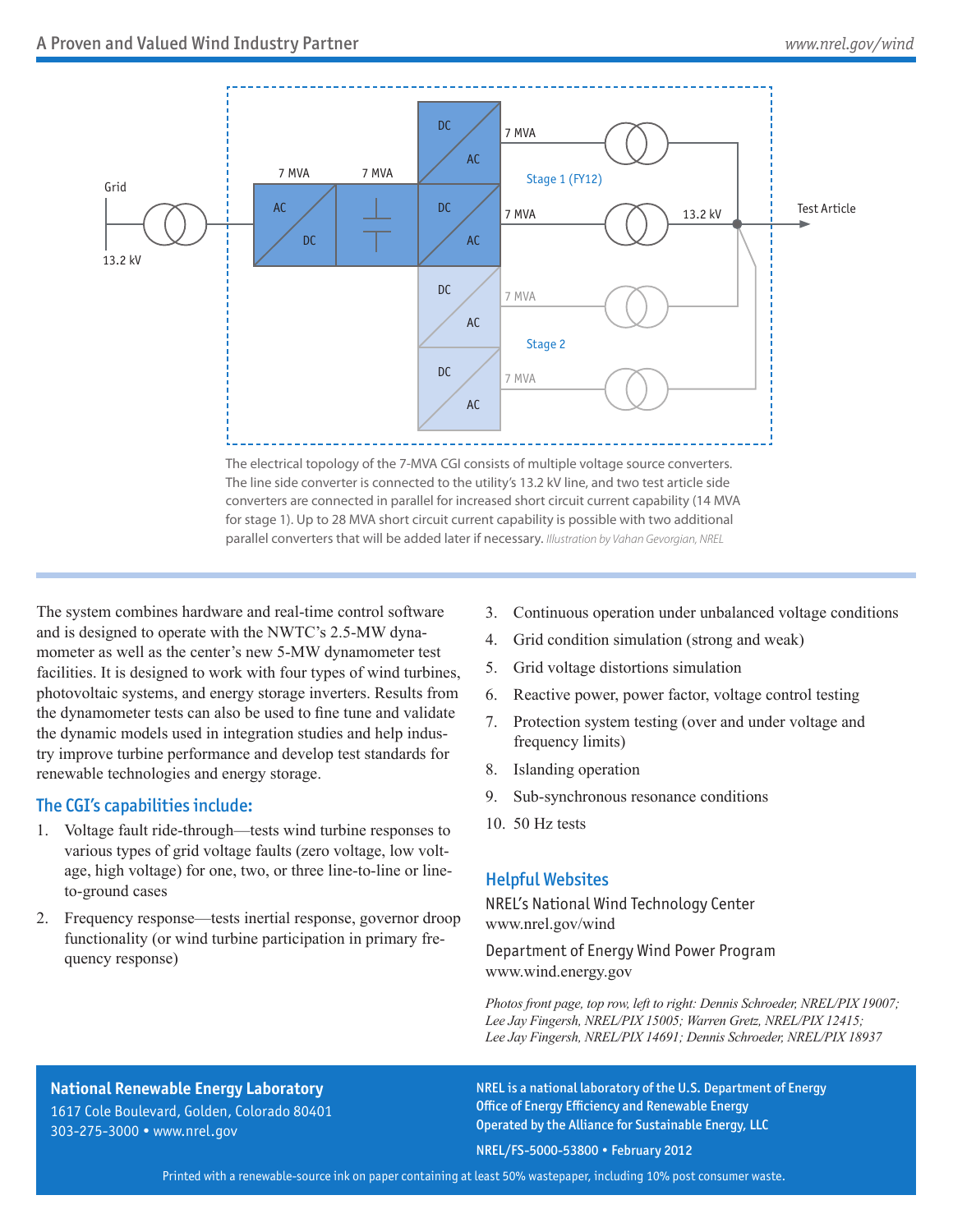Grid

13.2 kV

7 MVA

7 MVA

AC

DC

DC

AC

DC

AC

DC

AC

DC

AC

7 MVA

7 MVA

7 MVA

7 MVA

Stage 1 (FY12)

Stage 2

13.2 kV

Test Article

The electrical topology of the 7-MVA CGI consists of multiple voltage source converters. The line side converter is connected to the utility's 13.2 kV line, and two test article side converters are connected in parallel for increased short circuit current capability (14 MVA for stage 1). Up to 28 MVA short circuit current capability is possible with two additional parallel converters that will be added later if necessary. *Illustration by Vahan Gevorgian, NREL*

The system combines hardware and real-time control software and is designed to operate with the NWTC's 2.5-MW dynamometer as well as the center's new 5-MW dynamometer test facilities. It is designed to work with four types of wind turbines, photovoltaic systems, and energy storage inverters. Results from the dynamometer tests can also be used to fine tune and validate the dynamic models used in integration studies and help industry improve turbine performance and develop test standards for renewable technologies and energy storage.

## The CGI's capabilities include:

1. Voltage fault ride-through—tests wind turbine responses to various types of grid voltage faults (zero voltage, low voltage, high voltage) for one, two, or three line-to-line or line-to-ground cases
2. Frequency response—tests inertial response, governor droop functionality (or wind turbine participation in primary frequency response)
3. Continuous operation under unbalanced voltage conditions
4. Grid condition simulation (strong and weak)
5. Grid voltage distortions simulation
6. Reactive power, power factor, voltage control testing
7. Protection system testing (over and under voltage and frequency limits)
8. Islanding operation
9. Sub-synchronous resonance conditions
10. 50 Hz tests

## Helpful Websites

NREL's National Wind Technology Center
www.nrel.gov/wind

Department of Energy Wind Power Program
www.wind.energy.gov

*Photos front page, top row, left to right: Dennis Schroeder, NREL/PIX 19007; Lee Jay Fingersh, NREL/PIX 15005; Warren Gretz, NREL/PIX 12415; Lee Jay Fingersh, NREL/PIX 14691; Dennis Schroeder, NREL/PIX 18937*

**National Renewable Energy Laboratory**
1617 Cole Boulevard, Golden, Colorado 80401
303-275-3000 • www.nrel.gov

**NREL is a national laboratory of the U.S. Department of Energy**
**Office of Energy Efficiency and Renewable Energy**
**Operated by the Alliance for Sustainable Energy, LLC**

**NREL/FS-5000-53800 • February 2012**

Printed with a renewable-source ink on paper containing at least 50% wastepaper, including 10% post consumer waste.